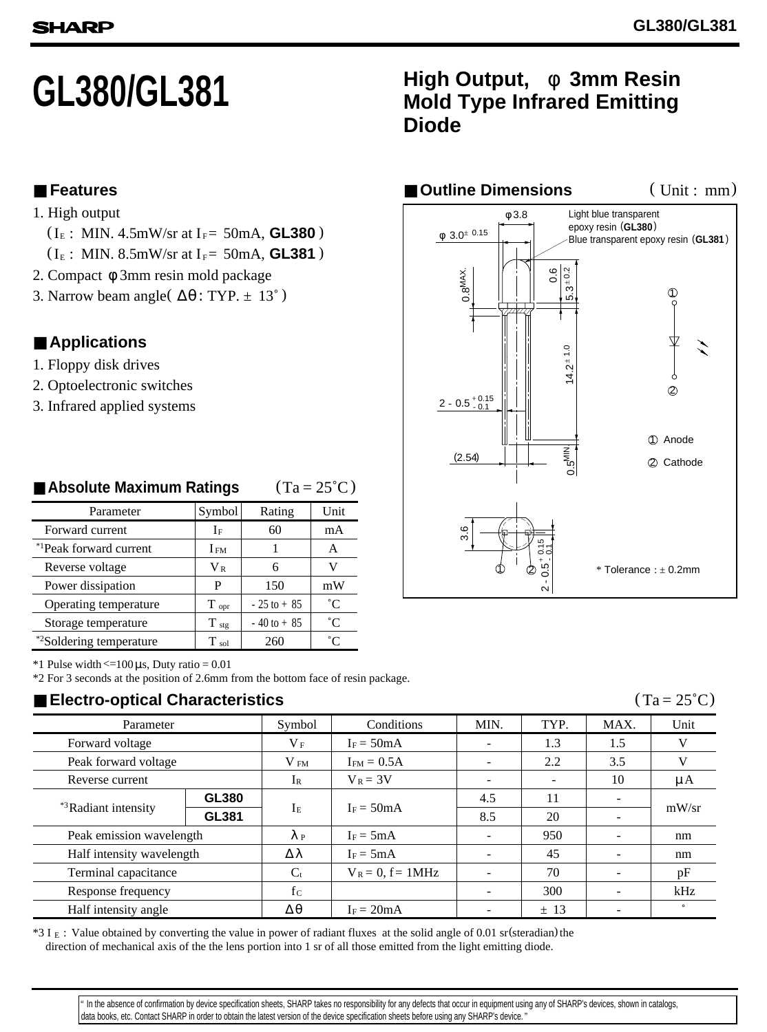# GL380/GL381

## High Output, φ 3mm Resin Mold Type Infrared Emitting Diode

### ■ Features

1. High output
   ( $I_E$ : MIN. 4.5mW/sr at $I_F$ = 50mA, **GL380** )
   ( $I_E$ : MIN. 8.5mW/sr at $I_F$ = 50mA, **GL381** )
2. Compact φ3mm resin mold package
3. Narrow beam angle( Δθ: TYP. ± 13˚ )

### ■ Applications

1. Floppy disk drives
2. Optoelectronic switches
3. Infrared applied systems

### ■ Outline Dimensions ( Unit : mm)

φ3.8
φ 3.0± 0.15
Light blue transparent epoxy resin (**GL380**)
Blue transparent epoxy resin (**GL381**)
0.8MAX.
0.6
5.3±0.2
14.2±1.0
2 - 0.5 +0.15 -0.1
(2.54)
0.5MIN.
3.6
2 - 0.5 +0.15 -0.1
① Anode
② Cathode
* Tolerance : ± 0.2mm

### ■ Absolute Maximum Ratings (Ta = 25˚C)

| Parameter | Symbol | Rating | Unit |
|---|---|---|---|
| Forward current | $I_F$ | 60 | mA |
| *1Peak forward current | $I_{FM}$ | 1 | A |
| Reverse voltage | $V_R$ | 6 | V |
| Power dissipation | P | 150 | mW |
| Operating temperature | $T_{opr}$ | - 25 to + 85 | ˚C |
| Storage temperature | $T_{stg}$ | - 40 to + 85 | ˚C |
| *2Soldering temperature | $T_{sol}$ | 260 | ˚C |

*1 Pulse width <=100μs, Duty ratio = 0.01
*2 For 3 seconds at the position of 2.6mm from the bottom face of resin package.

### ■ Electro-optical Characteristics (Ta = 25˚C)

| Parameter | | Symbol | Conditions | MIN. | TYP. | MAX. | Unit |
|---|---|---|---|---|---|---|---|
| Forward voltage | | $V_F$ | $I_F$ = 50mA | - | 1.3 | 1.5 | V |
| Peak forward voltage | | $V_{FM}$ | $I_{FM}$ = 0.5A | - | 2.2 | 3.5 | V |
| Reverse current | | $I_R$ | $V_R$ = 3V | - | - | 10 | μA |
| *3Radiant intensity | **GL380** | $I_E$ | $I_F$ = 50mA | 4.5 | 11 | - | mW/sr |
| | **GL381** | | | 8.5 | 20 | - | |
| Peak emission wavelength | | $\lambda_P$ | $I_F$ = 5mA | - | 950 | - | nm |
| Half intensity wavelength | | Δλ | $I_F$ = 5mA | - | 45 | - | nm |
| Terminal capacitance | | $C_t$ | $V_R$ = 0, f = 1MHz | - | 70 | - | pF |
| Response frequency | | $f_C$ | | - | 300 | - | kHz |
| Half intensity angle | | Δθ | $I_F$ = 20mA | - | ± 13 | - | ˚ |

*3 $I_E$ : Value obtained by converting the value in power of radiant fluxes at the solid angle of 0.01 sr(steradian) the direction of mechanical axis of the the lens portion into 1 sr of all those emitted from the light emitting diode.

" In the absence of confirmation by device specification sheets, SHARP takes no responsibility for any defects that occur in equipment using any of SHARP's devices, shown in catalogs, data books, etc. Contact SHARP in order to obtain the latest version of the device specification sheets before using any SHARP's device."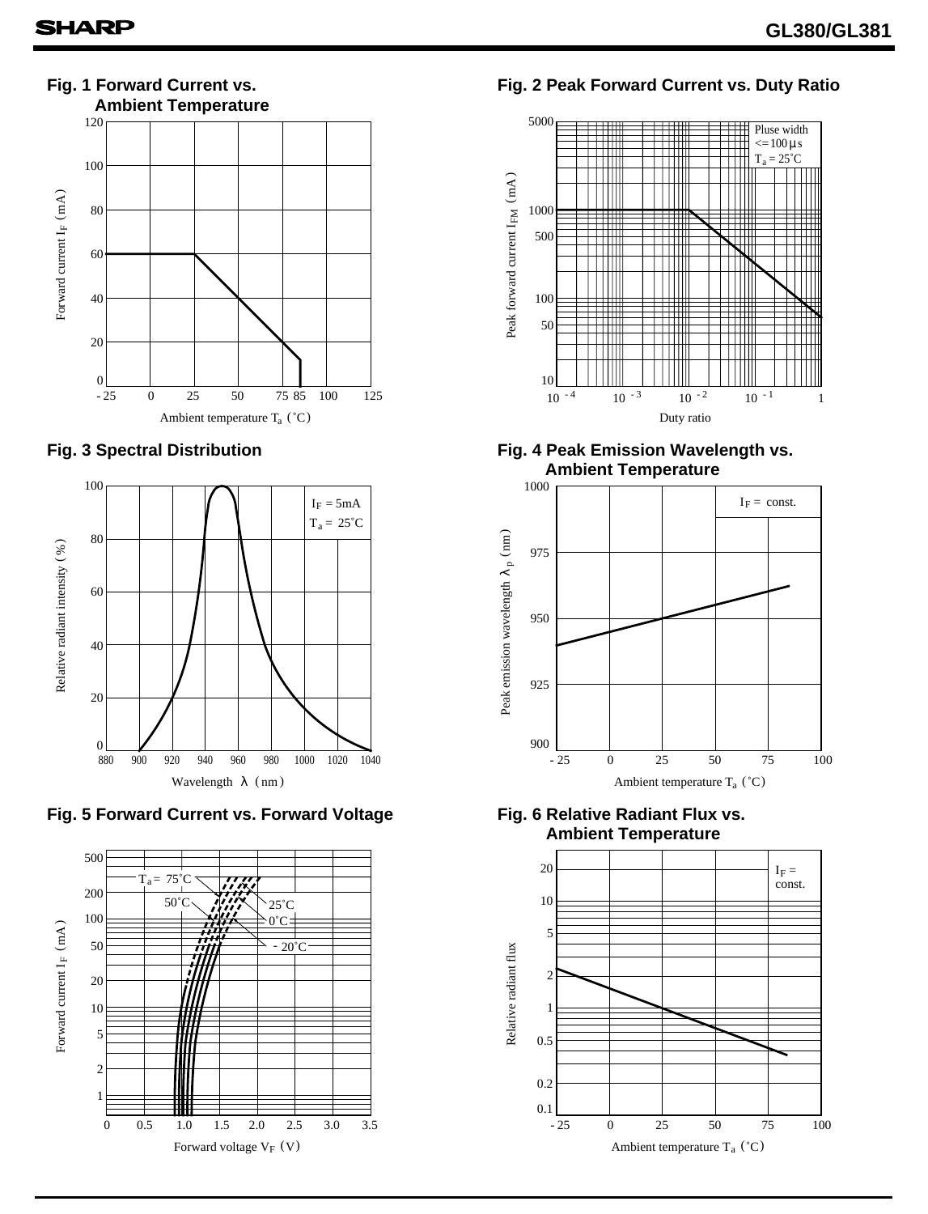### Fig. 1 Forward Current vs. Ambient Temperature

Forward current $I_F$ (mA)

Ambient temperature $T_a$ (˚C)

### Fig. 2 Peak Forward Current vs. Duty Ratio

Pluse width <=100 μs

$T_a$ = 25˚C

Peak forward current $I_{FM}$ (mA)

Duty ratio

### Fig. 3 Spectral Distribution

$I_F$ = 5mA

$T_a$ = 25˚C

Relative radiant intensity (%)

Wavelength λ (nm)

### Fig. 4 Peak Emission Wavelength vs. Ambient Temperature

$I_F$ = const.

Peak emission wavelength $\lambda_p$ (nm)

Ambient temperature $T_a$ (˚C)

### Fig. 5 Forward Current vs. Forward Voltage

$T_a$ = 75˚C, 50˚C, 25˚C, 0˚C, - 20˚C

Forward current $I_F$ (mA)

Forward voltage $V_F$ (V)

### Fig. 6 Relative Radiant Flux vs. Ambient Temperature

$I_F$ = const.

Relative radiant flux

Ambient temperature $T_a$ (˚C)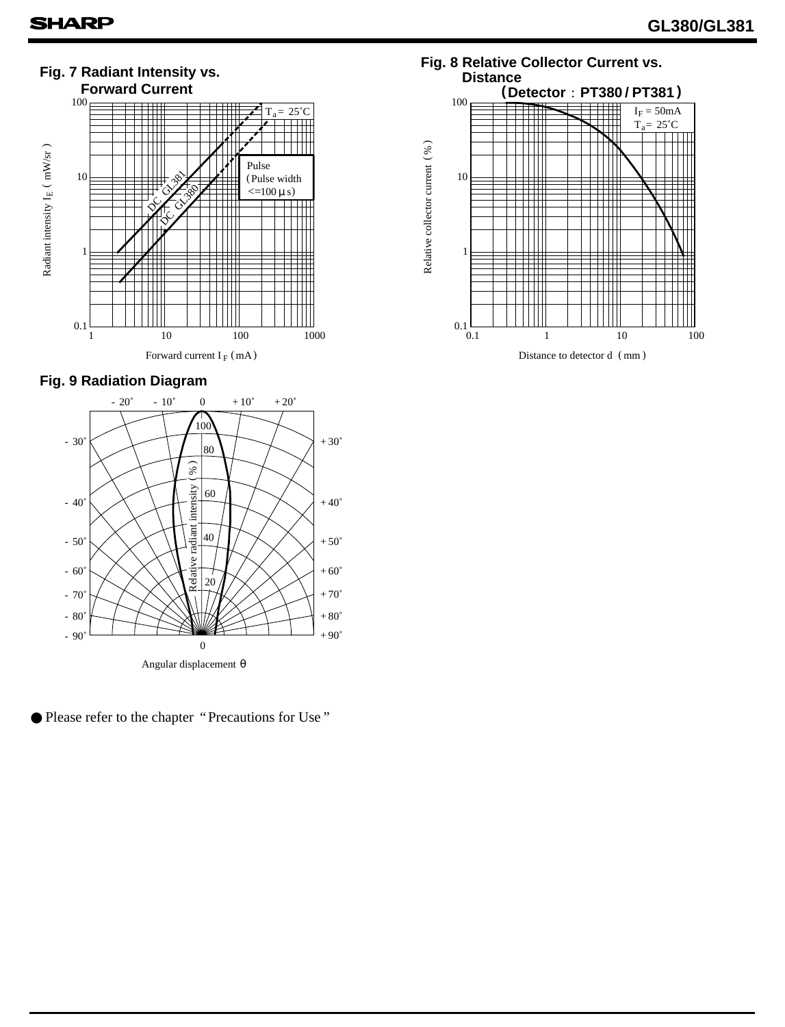## Fig. 7 Radiant Intensity vs. Forward Current

$T_a = 25^\circ C$

Pulse (Pulse width <=100 μs)

DC GL381

DC GL380

Radiant intensity $I_E$ (mW/sr)

100

10

1

0.1

1

10

100

1000

Forward current $I_F$ (mA)

## Fig. 8 Relative Collector Current vs. Distance (Detector : PT380 / PT381)

$I_F = 50mA$

$T_a = 25^\circ C$

Relative collector current (%)

100

10

1

0.1

0.1

1

10

100

Distance to detector d (mm)

## Fig. 9 Radiation Diagram

-20˚ -10˚ 0 +10˚ +20˚

-30˚ +30˚

-40˚ +40˚

-50˚ +50˚

-60˚ +60˚

-70˚ +70˚

-80˚ +80˚

-90˚ +90˚

100

80

60

40

20

0

Relative radiant intensity (%)

Angular displacement θ

- Please refer to the chapter "Precautions for Use"